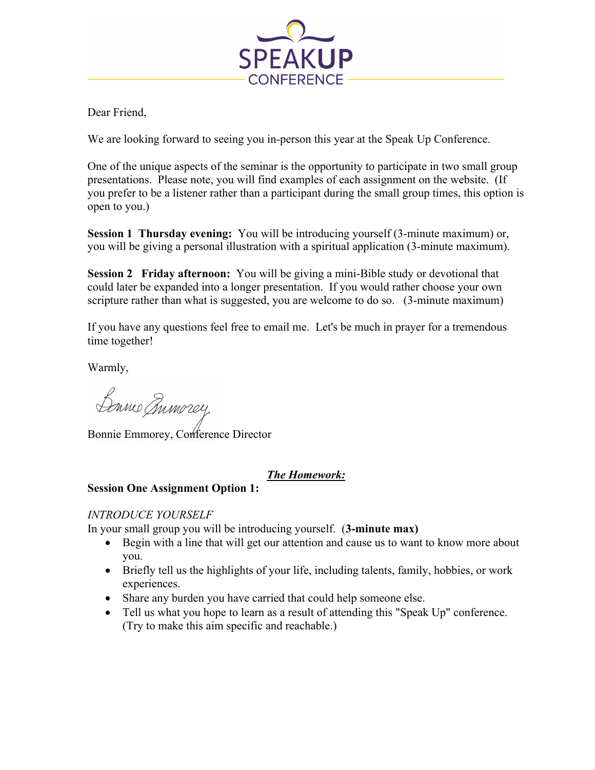# SPEAKUP CONFERENCE

Dear Friend,

We are looking forward to seeing you in-person this year at the Speak Up Conference.

One of the unique aspects of the seminar is the opportunity to participate in two small group presentations. Please note, you will find examples of each assignment on the website. (If you prefer to be a listener rather than a participant during the small group times, this option is open to you.)

**Session 1 Thursday evening:** You will be introducing yourself (3-minute maximum) or, you will be giving a personal illustration with a spiritual application (3-minute maximum).

**Session 2 Friday afternoon:** You will be giving a mini-Bible study or devotional that could later be expanded into a longer presentation. If you would rather choose your own scripture rather than what is suggested, you are welcome to do so. (3-minute maximum)

If you have any questions feel free to email me. Let's be much in prayer for a tremendous time together!

Warmly,

Bonnie Emmorey

Bonnie Emmorey, Conference Director

## ***The Homework:***

**Session One Assignment Option 1:**

*INTRODUCE YOURSELF*

In your small group you will be introducing yourself. (**3-minute max)**

- Begin with a line that will get our attention and cause us to want to know more about you.
- Briefly tell us the highlights of your life, including talents, family, hobbies, or work experiences.
- Share any burden you have carried that could help someone else.
- Tell us what you hope to learn as a result of attending this "Speak Up" conference. (Try to make this aim specific and reachable.)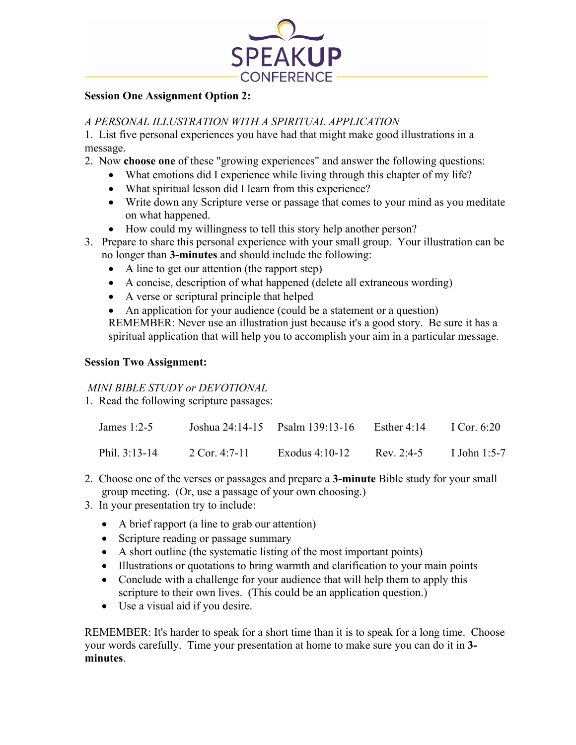**Session One Assignment Option 2:**

*A PERSONAL ILLUSTRATION WITH A SPIRITUAL APPLICATION*

1. List five personal experiences you have had that might make good illustrations in a message.
2. Now **choose one** of these "growing experiences" and answer the following questions:
   - What emotions did I experience while living through this chapter of my life?
   - What spiritual lesson did I learn from this experience?
   - Write down any Scripture verse or passage that comes to your mind as you meditate on what happened.
   - How could my willingness to tell this story help another person?
3. Prepare to share this personal experience with your small group. Your illustration can be no longer than **3-minutes** and should include the following:
   - A line to get our attention (the rapport step)
   - A concise, description of what happened (delete all extraneous wording)
   - A verse or scriptural principle that helped
   - An application for your audience (could be a statement or a question)

   REMEMBER: Never use an illustration just because it's a good story. Be sure it has a spiritual application that will help you to accomplish your aim in a particular message.

**Session Two Assignment:**

*MINI BIBLE STUDY or DEVOTIONAL*

1. Read the following scripture passages:

| | | | | |
|---|---|---|---|---|
| James 1:2-5 | Joshua 24:14-15 | Psalm 139:13-16 | Esther 4:14 | I Cor. 6:20 |
| Phil. 3:13-14 | 2 Cor. 4:7-11 | Exodus 4:10-12 | Rev. 2:4-5 | I John 1:5-7 |

2. Choose one of the verses or passages and prepare a **3-minute** Bible study for your small group meeting. (Or, use a passage of your own choosing.)
3. In your presentation try to include:
   - A brief rapport (a line to grab our attention)
   - Scripture reading or passage summary
   - A short outline (the systematic listing of the most important points)
   - Illustrations or quotations to bring warmth and clarification to your main points
   - Conclude with a challenge for your audience that will help them to apply this scripture to their own lives. (This could be an application question.)
   - Use a visual aid if you desire.

REMEMBER: It's harder to speak for a short time than it is to speak for a long time. Choose your words carefully. Time your presentation at home to make sure you can do it in **3-minutes**.